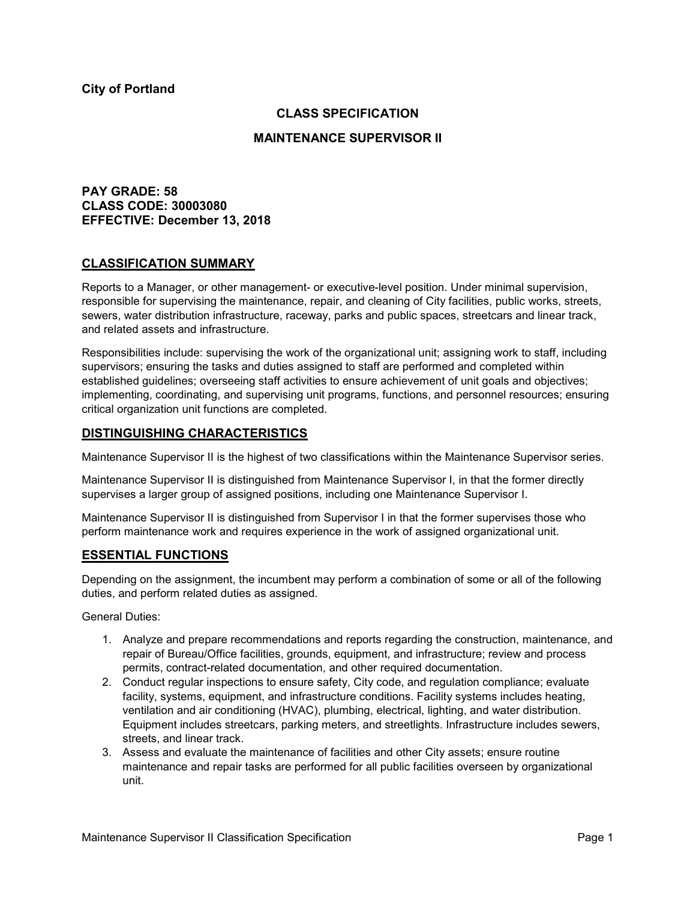**City of Portland**

**CLASS SPECIFICATION**

**MAINTENANCE SUPERVISOR II**

**PAY GRADE: 58**
**CLASS CODE: 30003080**
**EFFECTIVE: December 13, 2018**

## CLASSIFICATION SUMMARY

Reports to a Manager, or other management- or executive-level position. Under minimal supervision, responsible for supervising the maintenance, repair, and cleaning of City facilities, public works, streets, sewers, water distribution infrastructure, raceway, parks and public spaces, streetcars and linear track, and related assets and infrastructure.

Responsibilities include: supervising the work of the organizational unit; assigning work to staff, including supervisors; ensuring the tasks and duties assigned to staff are performed and completed within established guidelines; overseeing staff activities to ensure achievement of unit goals and objectives; implementing, coordinating, and supervising unit programs, functions, and personnel resources; ensuring critical organization unit functions are completed.

## DISTINGUISHING CHARACTERISTICS

Maintenance Supervisor II is the highest of two classifications within the Maintenance Supervisor series.

Maintenance Supervisor II is distinguished from Maintenance Supervisor I, in that the former directly supervises a larger group of assigned positions, including one Maintenance Supervisor I.

Maintenance Supervisor II is distinguished from Supervisor I in that the former supervises those who perform maintenance work and requires experience in the work of assigned organizational unit.

## ESSENTIAL FUNCTIONS

Depending on the assignment, the incumbent may perform a combination of some or all of the following duties, and perform related duties as assigned.

General Duties:

1. Analyze and prepare recommendations and reports regarding the construction, maintenance, and repair of Bureau/Office facilities, grounds, equipment, and infrastructure; review and process permits, contract-related documentation, and other required documentation.
2. Conduct regular inspections to ensure safety, City code, and regulation compliance; evaluate facility, systems, equipment, and infrastructure conditions. Facility systems includes heating, ventilation and air conditioning (HVAC), plumbing, electrical, lighting, and water distribution. Equipment includes streetcars, parking meters, and streetlights. Infrastructure includes sewers, streets, and linear track.
3. Assess and evaluate the maintenance of facilities and other City assets; ensure routine maintenance and repair tasks are performed for all public facilities overseen by organizational unit.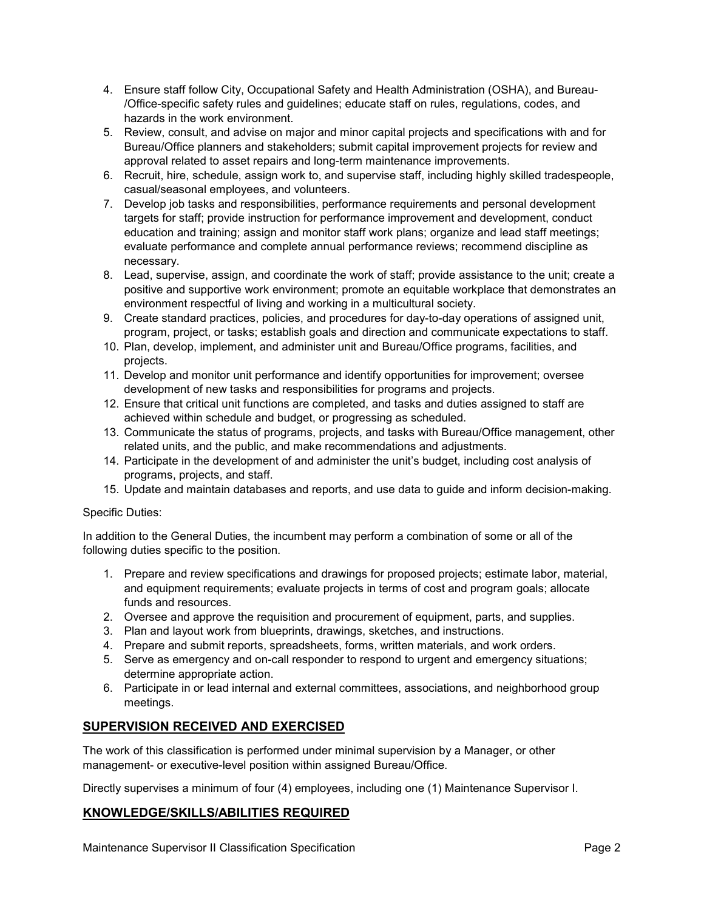4. Ensure staff follow City, Occupational Safety and Health Administration (OSHA), and Bureau-/Office-specific safety rules and guidelines; educate staff on rules, regulations, codes, and hazards in the work environment.
5. Review, consult, and advise on major and minor capital projects and specifications with and for Bureau/Office planners and stakeholders; submit capital improvement projects for review and approval related to asset repairs and long-term maintenance improvements.
6. Recruit, hire, schedule, assign work to, and supervise staff, including highly skilled tradespeople, casual/seasonal employees, and volunteers.
7. Develop job tasks and responsibilities, performance requirements and personal development targets for staff; provide instruction for performance improvement and development, conduct education and training; assign and monitor staff work plans; organize and lead staff meetings; evaluate performance and complete annual performance reviews; recommend discipline as necessary.
8. Lead, supervise, assign, and coordinate the work of staff; provide assistance to the unit; create a positive and supportive work environment; promote an equitable workplace that demonstrates an environment respectful of living and working in a multicultural society.
9. Create standard practices, policies, and procedures for day-to-day operations of assigned unit, program, project, or tasks; establish goals and direction and communicate expectations to staff.
10. Plan, develop, implement, and administer unit and Bureau/Office programs, facilities, and projects.
11. Develop and monitor unit performance and identify opportunities for improvement; oversee development of new tasks and responsibilities for programs and projects.
12. Ensure that critical unit functions are completed, and tasks and duties assigned to staff are achieved within schedule and budget, or progressing as scheduled.
13. Communicate the status of programs, projects, and tasks with Bureau/Office management, other related units, and the public, and make recommendations and adjustments.
14. Participate in the development of and administer the unit's budget, including cost analysis of programs, projects, and staff.
15. Update and maintain databases and reports, and use data to guide and inform decision-making.

Specific Duties:

In addition to the General Duties, the incumbent may perform a combination of some or all of the following duties specific to the position.

1. Prepare and review specifications and drawings for proposed projects; estimate labor, material, and equipment requirements; evaluate projects in terms of cost and program goals; allocate funds and resources.
2. Oversee and approve the requisition and procurement of equipment, parts, and supplies.
3. Plan and layout work from blueprints, drawings, sketches, and instructions.
4. Prepare and submit reports, spreadsheets, forms, written materials, and work orders.
5. Serve as emergency and on-call responder to respond to urgent and emergency situations; determine appropriate action.
6. Participate in or lead internal and external committees, associations, and neighborhood group meetings.

## SUPERVISION RECEIVED AND EXERCISED

The work of this classification is performed under minimal supervision by a Manager, or other management- or executive-level position within assigned Bureau/Office.

Directly supervises a minimum of four (4) employees, including one (1) Maintenance Supervisor I.

## KNOWLEDGE/SKILLS/ABILITIES REQUIRED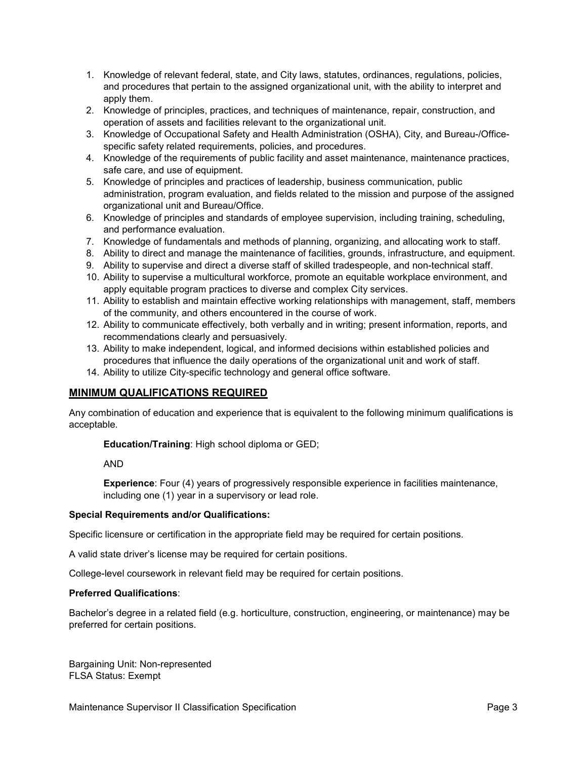1. Knowledge of relevant federal, state, and City laws, statutes, ordinances, regulations, policies, and procedures that pertain to the assigned organizational unit, with the ability to interpret and apply them.
2. Knowledge of principles, practices, and techniques of maintenance, repair, construction, and operation of assets and facilities relevant to the organizational unit.
3. Knowledge of Occupational Safety and Health Administration (OSHA), City, and Bureau-/Office-specific safety related requirements, policies, and procedures.
4. Knowledge of the requirements of public facility and asset maintenance, maintenance practices, safe care, and use of equipment.
5. Knowledge of principles and practices of leadership, business communication, public administration, program evaluation, and fields related to the mission and purpose of the assigned organizational unit and Bureau/Office.
6. Knowledge of principles and standards of employee supervision, including training, scheduling, and performance evaluation.
7. Knowledge of fundamentals and methods of planning, organizing, and allocating work to staff.
8. Ability to direct and manage the maintenance of facilities, grounds, infrastructure, and equipment.
9. Ability to supervise and direct a diverse staff of skilled tradespeople, and non-technical staff.
10. Ability to supervise a multicultural workforce, promote an equitable workplace environment, and apply equitable program practices to diverse and complex City services.
11. Ability to establish and maintain effective working relationships with management, staff, members of the community, and others encountered in the course of work.
12. Ability to communicate effectively, both verbally and in writing; present information, reports, and recommendations clearly and persuasively.
13. Ability to make independent, logical, and informed decisions within established policies and procedures that influence the daily operations of the organizational unit and work of staff.
14. Ability to utilize City-specific technology and general office software.

## MINIMUM QUALIFICATIONS REQUIRED

Any combination of education and experience that is equivalent to the following minimum qualifications is acceptable.

**Education/Training**: High school diploma or GED;

AND

**Experience**: Four (4) years of progressively responsible experience in facilities maintenance, including one (1) year in a supervisory or lead role.

**Special Requirements and/or Qualifications:**

Specific licensure or certification in the appropriate field may be required for certain positions.

A valid state driver's license may be required for certain positions.

College-level coursework in relevant field may be required for certain positions.

**Preferred Qualifications**:

Bachelor's degree in a related field (e.g. horticulture, construction, engineering, or maintenance) may be preferred for certain positions.

Bargaining Unit: Non-represented
FLSA Status: Exempt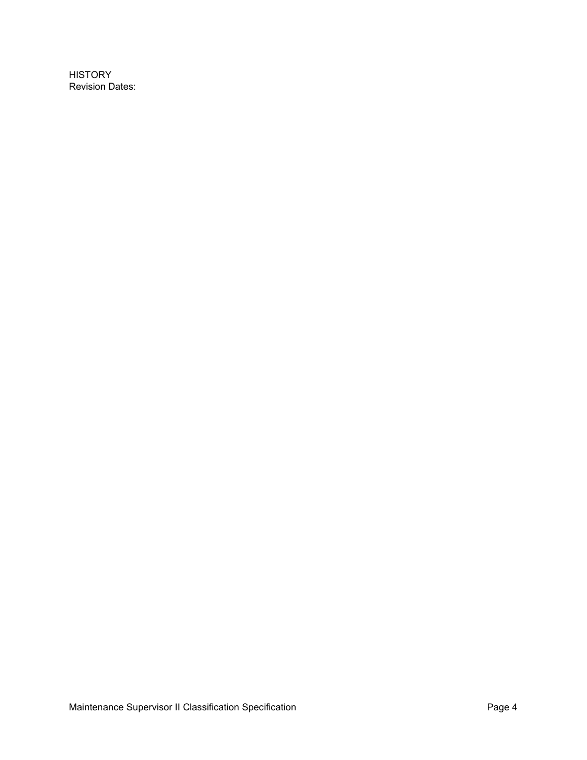HISTORY
Revision Dates: